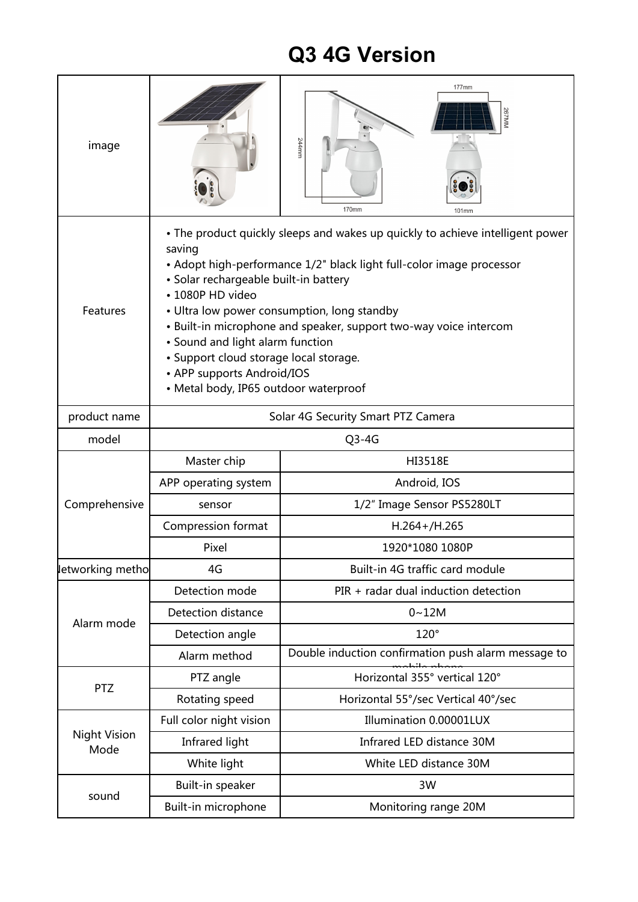# Q3 4G Version

| | | |
|---|---|---|
| image | | |
| Features | • The product quickly sleeps and wakes up quickly to achieve intelligent power saving<br>• Adopt high-performance 1/2" black light full-color image processor<br>• Solar rechargeable built-in battery<br>• 1080P HD video<br>• Ultra low power consumption, long standby<br>• Built-in microphone and speaker, support two-way voice intercom<br>• Sound and light alarm function<br>• Support cloud storage local storage.<br>• APP supports Android/IOS<br>• Metal body, IP65 outdoor waterproof | |
| product name | Solar 4G Security Smart PTZ Camera | |
| model | Q3-4G | |
| Comprehensive | Master chip | HI3518E |
| | APP operating system | Android, IOS |
| | sensor | 1/2″ Image Sensor PS5280LT |
| | Compression format | H.264+/H.265 |
| | Pixel | 1920*1080 1080P |
| Networking metho | 4G | Built-in 4G traffic card module |
| Alarm mode | Detection mode | PIR + radar dual induction detection |
| | Detection distance | 0~12M |
| | Detection angle | 120° |
| | Alarm method | Double induction confirmation push alarm message to mobile phone |
| PTZ | PTZ angle | Horizontal 355° vertical 120° |
| | Rotating speed | Horizontal 55°/sec Vertical 40°/sec |
| Night Vision Mode | Full color night vision | Illumination 0.00001LUX |
| | Infrared light | Infrared LED distance 30M |
| | White light | White LED distance 30M |
| sound | Built-in speaker | 3W |
| | Built-in microphone | Monitoring range 20M |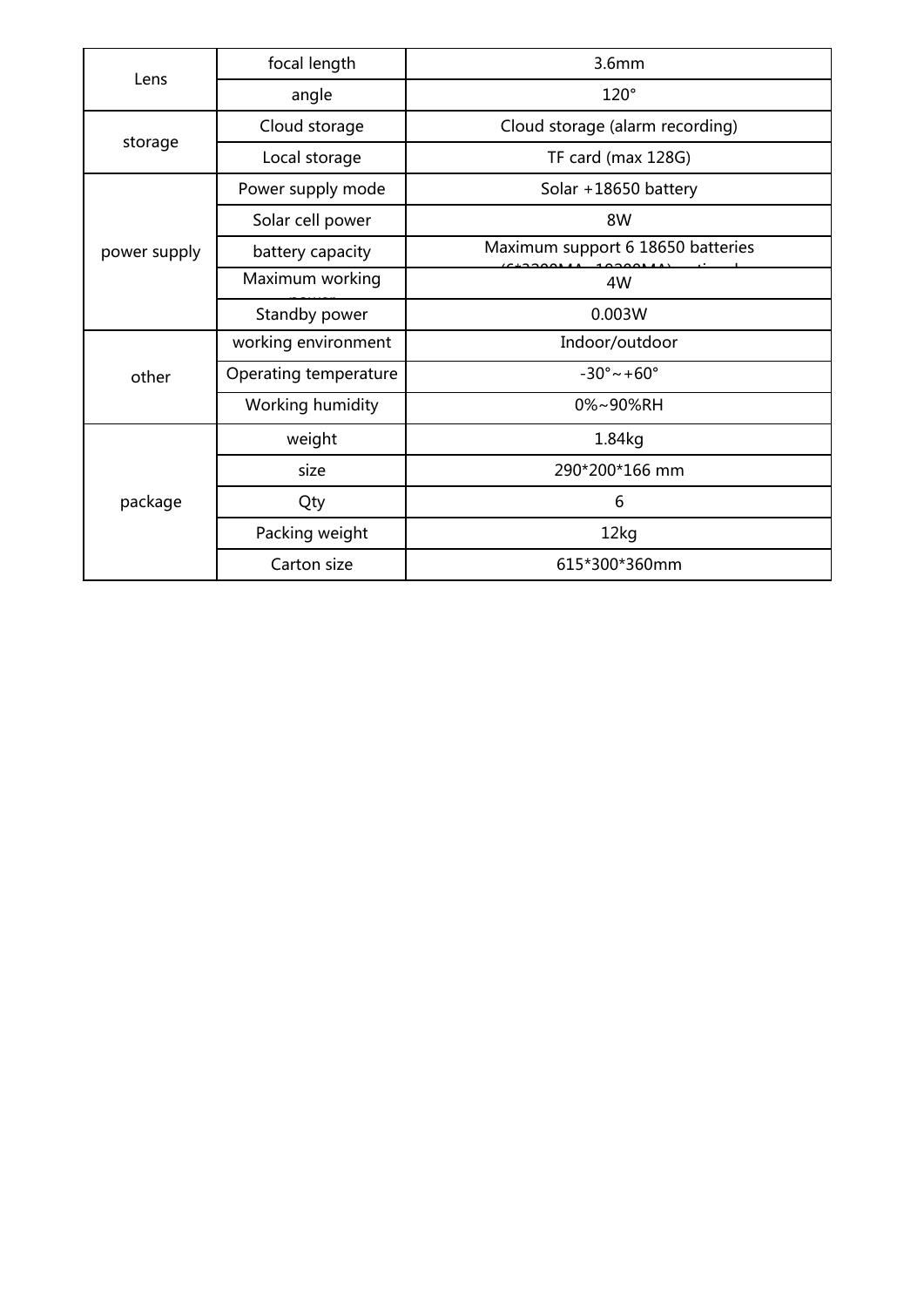| | | |
|---|---|---|
| Lens | focal length | 3.6mm |
| | angle | 120° |
| storage | Cloud storage | Cloud storage (alarm recording) |
| | Local storage | TF card (max 128G) |
| power supply | Power supply mode | Solar +18650 battery |
| | Solar cell power | 8W |
| | battery capacity | Maximum support 6 18650 batteries |
| | Maximum working | 4W |
| | Standby power | 0.003W |
| other | working environment | Indoor/outdoor |
| | Operating temperature | -30°~+60° |
| | Working humidity | 0%~90%RH |
| package | weight | 1.84kg |
| | size | 290*200*166 mm |
| | Qty | 6 |
| | Packing weight | 12kg |
| | Carton size | 615*300*360mm |